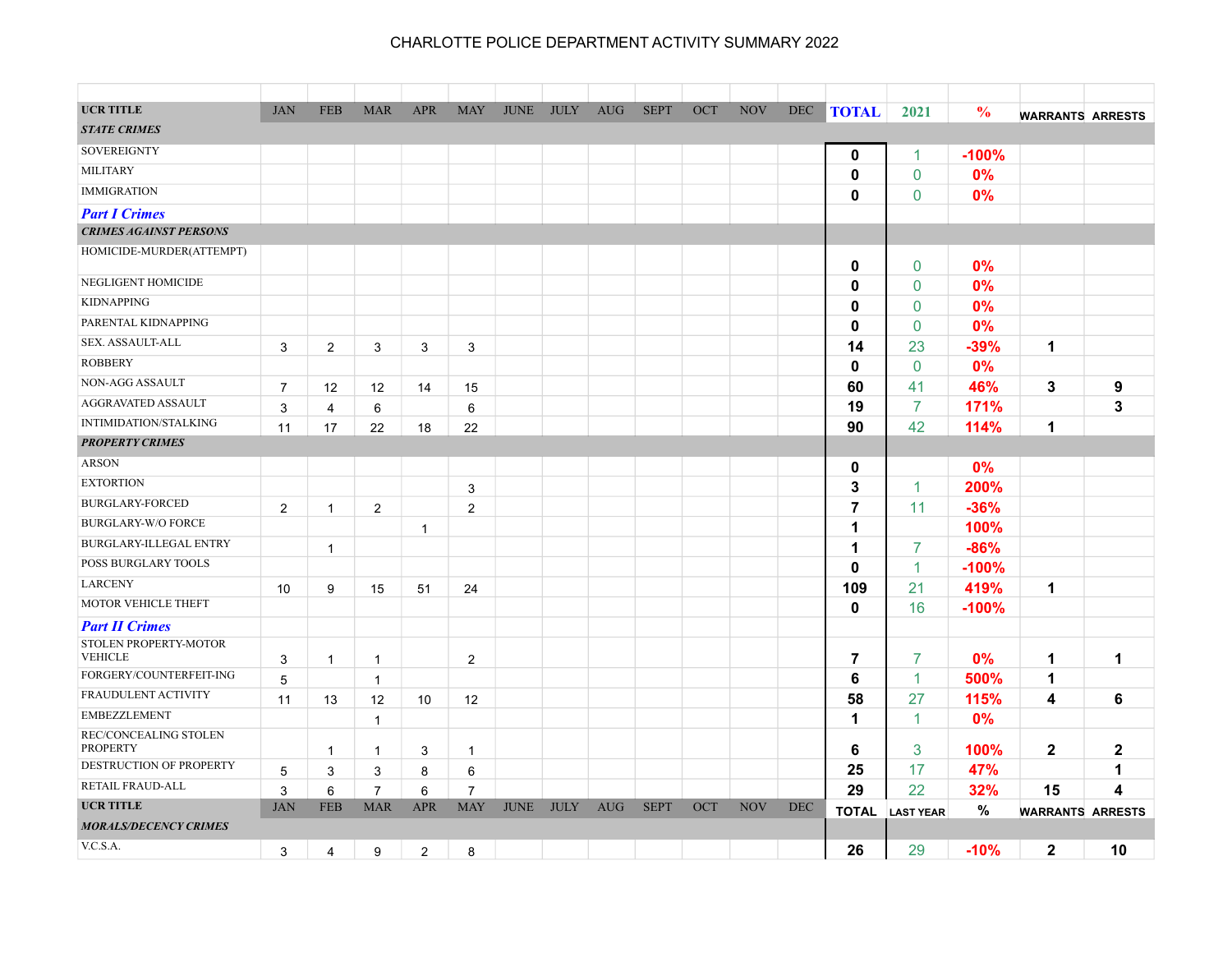# CHARLOTTE POLICE DEPARTMENT ACTIVITY SUMMARY 2022

| UCR TITLE | JAN | FEB | MAR | APR | MAY | JUNE | JULY | AUG | SEPT | OCT | NOV | DEC | TOTAL | 2021 | % | WARRANTS | ARRESTS |
|---|---|---|---|---|---|---|---|---|---|---|---|---|---|---|---|---|---|
| ***STATE CRIMES*** | | | | | | | | | | | | | | | | | |
| SOVEREIGNTY | | | | | | | | | | | | | **0** | 1 | **-100%** | | |
| MILITARY | | | | | | | | | | | | | **0** | 0 | **0%** | | |
| IMMIGRATION | | | | | | | | | | | | | **0** | 0 | **0%** | | |
| ***Part I Crimes*** | | | | | | | | | | | | | | | | | |
| ***CRIMES AGAINST PERSONS*** | | | | | | | | | | | | | | | | | |
| HOMICIDE-MURDER(ATTEMPT) | | | | | | | | | | | | | **0** | 0 | **0%** | | |
| NEGLIGENT HOMICIDE | | | | | | | | | | | | | **0** | 0 | **0%** | | |
| KIDNAPPING | | | | | | | | | | | | | **0** | 0 | **0%** | | |
| PARENTAL KIDNAPPING | | | | | | | | | | | | | **0** | 0 | **0%** | | |
| SEX. ASSAULT-ALL | 3 | 2 | 3 | 3 | 3 | | | | | | | | **14** | 23 | **-39%** | **1** | |
| ROBBERY | | | | | | | | | | | | | **0** | 0 | **0%** | | |
| NON-AGG ASSAULT | 7 | 12 | 12 | 14 | 15 | | | | | | | | **60** | 41 | **46%** | **3** | **9** |
| AGGRAVATED ASSAULT | 3 | 4 | 6 | | 6 | | | | | | | | **19** | 7 | **171%** | | **3** |
| INTIMIDATION/STALKING | 11 | 17 | 22 | 18 | 22 | | | | | | | | **90** | 42 | **114%** | **1** | |
| ***PROPERTY CRIMES*** | | | | | | | | | | | | | | | | | |
| ARSON | | | | | | | | | | | | | **0** | | **0%** | | |
| EXTORTION | | | | | 3 | | | | | | | | **3** | 1 | **200%** | | |
| BURGLARY-FORCED | 2 | 1 | 2 | | 2 | | | | | | | | **7** | 11 | **-36%** | | |
| BURGLARY-W/O FORCE | | | | 1 | | | | | | | | | **1** | | **100%** | | |
| BURGLARY-ILLEGAL ENTRY | | 1 | | | | | | | | | | | **1** | 7 | **-86%** | | |
| POSS BURGLARY TOOLS | | | | | | | | | | | | | **0** | 1 | **-100%** | | |
| LARCENY | 10 | 9 | 15 | 51 | 24 | | | | | | | | **109** | 21 | **419%** | **1** | |
| MOTOR VEHICLE THEFT | | | | | | | | | | | | | **0** | 16 | **-100%** | | |
| ***Part II Crimes*** | | | | | | | | | | | | | | | | | |
| STOLEN PROPERTY-MOTOR VEHICLE | 3 | 1 | 1 | | 2 | | | | | | | | **7** | 7 | **0%** | **1** | **1** |
| FORGERY/COUNTERFEIT-ING | 5 | | 1 | | | | | | | | | | **6** | 1 | **500%** | **1** | |
| FRAUDULENT ACTIVITY | 11 | 13 | 12 | 10 | 12 | | | | | | | | **58** | 27 | **115%** | **4** | **6** |
| EMBEZZLEMENT | | | 1 | | | | | | | | | | **1** | 1 | **0%** | | |
| REC/CONCEALING STOLEN PROPERTY | | 1 | 1 | 3 | 1 | | | | | | | | **6** | 3 | **100%** | **2** | **2** |
| DESTRUCTION OF PROPERTY | 5 | 3 | 3 | 8 | 6 | | | | | | | | **25** | 17 | **47%** | | **1** |
| RETAIL FRAUD-ALL | 3 | 6 | 7 | 6 | 7 | | | | | | | | **29** | 22 | **32%** | **15** | **4** |
| **UCR TITLE** | JAN | FEB | MAR | APR | MAY | JUNE | JULY | AUG | SEPT | OCT | NOV | DEC | **TOTAL** | **LAST YEAR** | **%** | **WARRANTS** | **ARRESTS** |
| ***MORALS/DECENCY CRIMES*** | | | | | | | | | | | | | | | | | |
| V.C.S.A. | 3 | 4 | 9 | 2 | 8 | | | | | | | | **26** | 29 | **-10%** | **2** | **10** |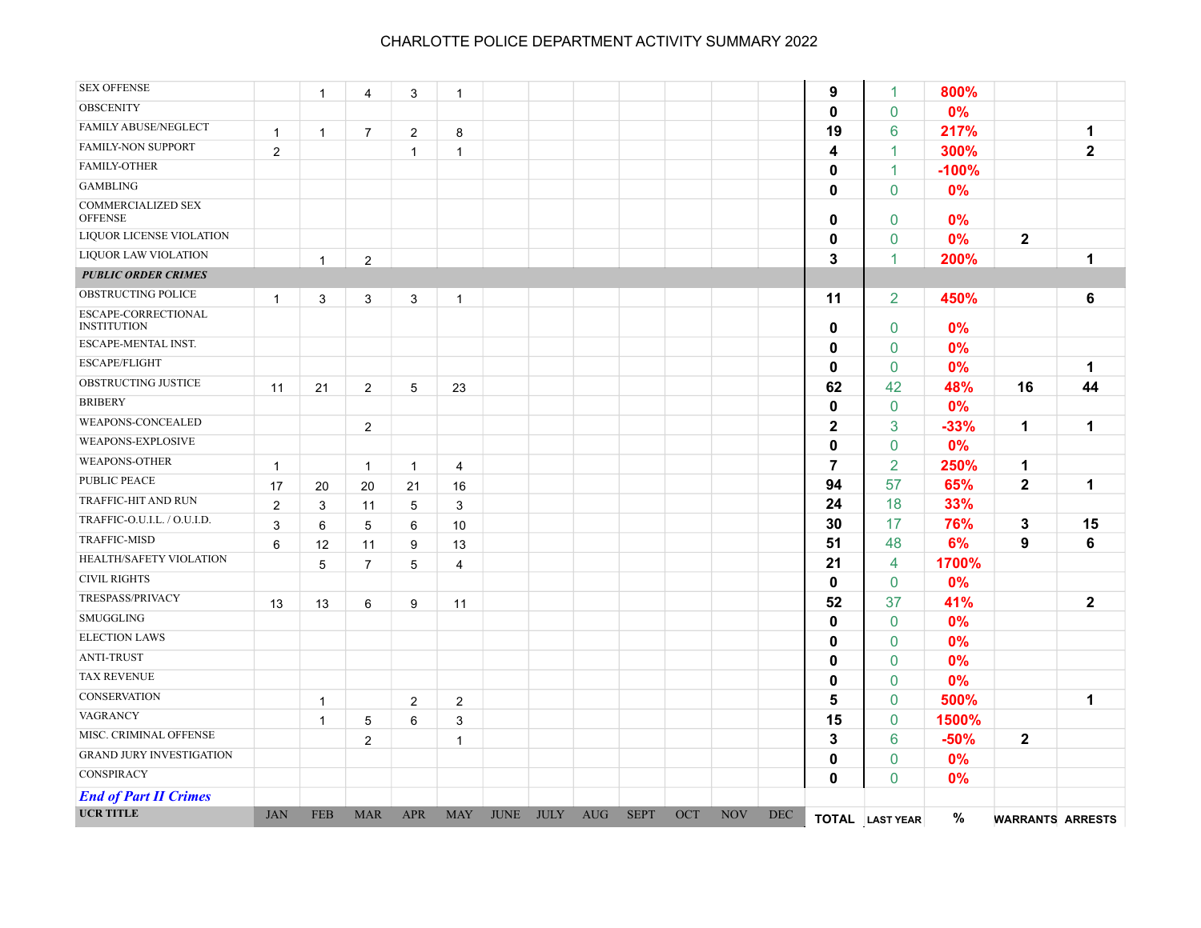# CHARLOTTE POLICE DEPARTMENT ACTIVITY SUMMARY 2022

| UCR TITLE | JAN | FEB | MAR | APR | MAY | JUNE | JULY | AUG | SEPT | OCT | NOV | DEC | TOTAL | LAST YEAR | % | WARRANTS | ARRESTS |
|---|---|---|---|---|---|---|---|---|---|---|---|---|---|---|---|---|---|
| SEX OFFENSE | | 1 | 4 | 3 | 1 | | | | | | | | 9 | 1 | 800% | | |
| OBSCENITY | | | | | | | | | | | | | 0 | 0 | 0% | | |
| FAMILY ABUSE/NEGLECT | 1 | 1 | 7 | 2 | 8 | | | | | | | | 19 | 6 | 217% | | 1 |
| FAMILY-NON SUPPORT | 2 | | | 1 | 1 | | | | | | | | 4 | 1 | 300% | | 2 |
| FAMILY-OTHER | | | | | | | | | | | | | 0 | 1 | -100% | | |
| GAMBLING | | | | | | | | | | | | | 0 | 0 | 0% | | |
| COMMERCIALIZED SEX OFFENSE | | | | | | | | | | | | | 0 | 0 | 0% | | |
| LIQUOR LICENSE VIOLATION | | | | | | | | | | | | | 0 | 0 | 0% | 2 | |
| LIQUOR LAW VIOLATION | | 1 | 2 | | | | | | | | | | 3 | 1 | 200% | | 1 |
| ***PUBLIC ORDER CRIMES*** | | | | | | | | | | | | | | | | | |
| OBSTRUCTING POLICE | 1 | 3 | 3 | 3 | 1 | | | | | | | | 11 | 2 | 450% | | 6 |
| ESCAPE-CORRECTIONAL INSTITUTION | | | | | | | | | | | | | 0 | 0 | 0% | | |
| ESCAPE-MENTAL INST. | | | | | | | | | | | | | 0 | 0 | 0% | | |
| ESCAPE/FLIGHT | | | | | | | | | | | | | 0 | 0 | 0% | | 1 |
| OBSTRUCTING JUSTICE | 11 | 21 | 2 | 5 | 23 | | | | | | | | 62 | 42 | 48% | 16 | 44 |
| BRIBERY | | | | | | | | | | | | | 0 | 0 | 0% | | |
| WEAPONS-CONCEALED | | | 2 | | | | | | | | | | 2 | 3 | -33% | 1 | 1 |
| WEAPONS-EXPLOSIVE | | | | | | | | | | | | | 0 | 0 | 0% | | |
| WEAPONS-OTHER | 1 | | 1 | 1 | 4 | | | | | | | | 7 | 2 | 250% | 1 | |
| PUBLIC PEACE | 17 | 20 | 20 | 21 | 16 | | | | | | | | 94 | 57 | 65% | 2 | 1 |
| TRAFFIC-HIT AND RUN | 2 | 3 | 11 | 5 | 3 | | | | | | | | 24 | 18 | 33% | | |
| TRAFFIC-O.U.I.L. / O.U.I.D. | 3 | 6 | 5 | 6 | 10 | | | | | | | | 30 | 17 | 76% | 3 | 15 |
| TRAFFIC-MISD | 6 | 12 | 11 | 9 | 13 | | | | | | | | 51 | 48 | 6% | 9 | 6 |
| HEALTH/SAFETY VIOLATION | | 5 | 7 | 5 | 4 | | | | | | | | 21 | 4 | 1700% | | |
| CIVIL RIGHTS | | | | | | | | | | | | | 0 | 0 | 0% | | |
| TRESPASS/PRIVACY | 13 | 13 | 6 | 9 | 11 | | | | | | | | 52 | 37 | 41% | | 2 |
| SMUGGLING | | | | | | | | | | | | | 0 | 0 | 0% | | |
| ELECTION LAWS | | | | | | | | | | | | | 0 | 0 | 0% | | |
| ANTI-TRUST | | | | | | | | | | | | | 0 | 0 | 0% | | |
| TAX REVENUE | | | | | | | | | | | | | 0 | 0 | 0% | | |
| CONSERVATION | | 1 | | 2 | 2 | | | | | | | | 5 | 0 | 500% | | 1 |
| VAGRANCY | | 1 | 5 | 6 | 3 | | | | | | | | 15 | 0 | 1500% | | |
| MISC. CRIMINAL OFFENSE | | | 2 | | 1 | | | | | | | | 3 | 6 | -50% | 2 | |
| GRAND JURY INVESTIGATION | | | | | | | | | | | | | 0 | 0 | 0% | | |
| CONSPIRACY | | | | | | | | | | | | | 0 | 0 | 0% | | |
| ***End of Part II Crimes*** | | | | | | | | | | | | | | | | | |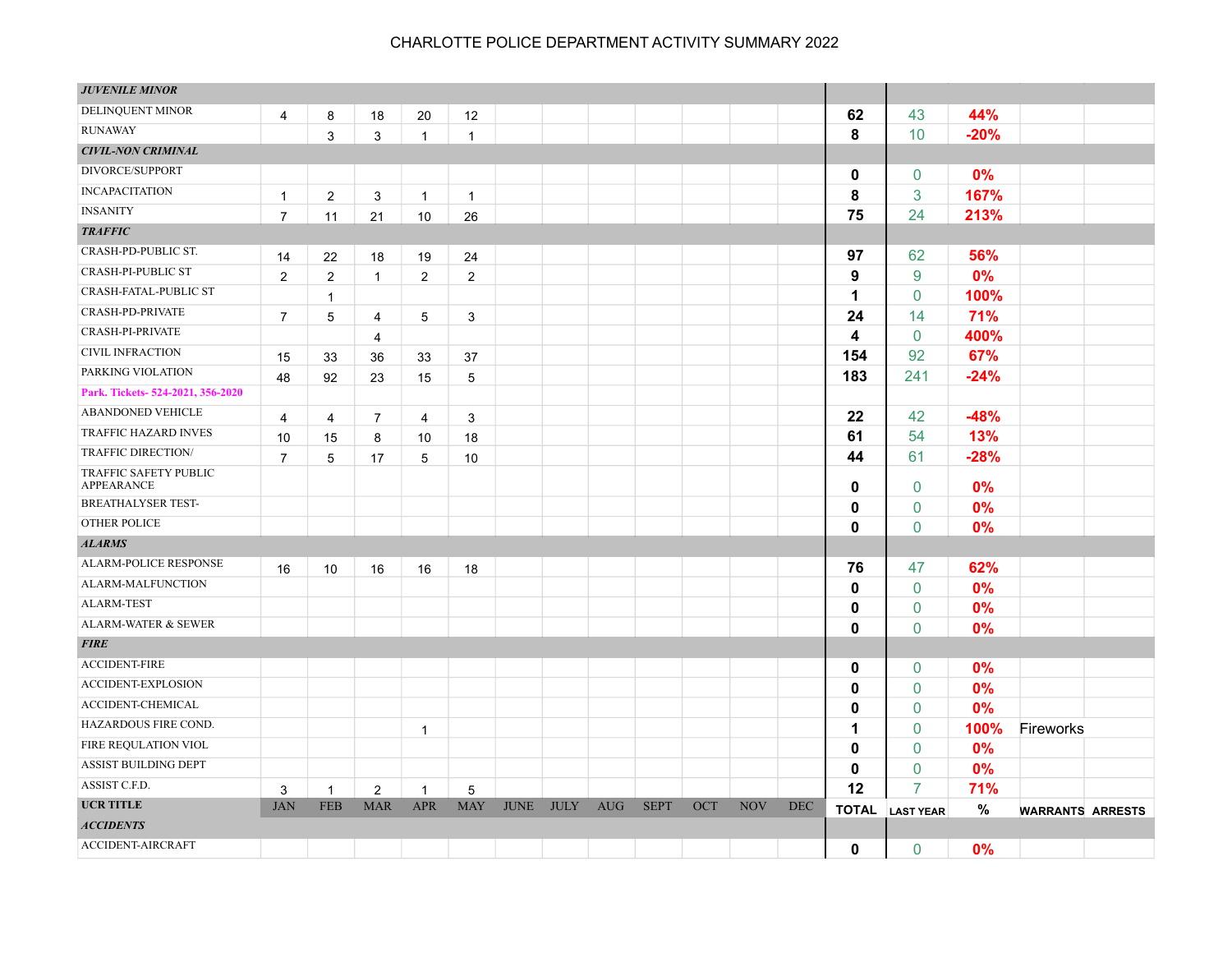# CHARLOTTE POLICE DEPARTMENT ACTIVITY SUMMARY 2022

| UCR TITLE | JAN | FEB | MAR | APR | MAY | JUNE | JULY | AUG | SEPT | OCT | NOV | DEC | TOTAL | LAST YEAR | % | WARRANTS | ARRESTS |
|---|---|---|---|---|---|---|---|---|---|---|---|---|---|---|---|---|---|
| ***JUVENILE MINOR*** | | | | | | | | | | | | | | | | | |
| DELINQUENT MINOR | 4 | 8 | 18 | 20 | 12 | | | | | | | | 62 | 43 | 44% | | |
| RUNAWAY | | 3 | 3 | 1 | 1 | | | | | | | | 8 | 10 | -20% | | |
| ***CIVIL-NON CRIMINAL*** | | | | | | | | | | | | | | | | | |
| DIVORCE/SUPPORT | | | | | | | | | | | | | 0 | 0 | 0% | | |
| INCAPACITATION | 1 | 2 | 3 | 1 | 1 | | | | | | | | 8 | 3 | 167% | | |
| INSANITY | 7 | 11 | 21 | 10 | 26 | | | | | | | | 75 | 24 | 213% | | |
| ***TRAFFIC*** | | | | | | | | | | | | | | | | | |
| CRASH-PD-PUBLIC ST. | 14 | 22 | 18 | 19 | 24 | | | | | | | | 97 | 62 | 56% | | |
| CRASH-PI-PUBLIC ST | 2 | 2 | 1 | 2 | 2 | | | | | | | | 9 | 9 | 0% | | |
| CRASH-FATAL-PUBLIC ST | | 1 | | | | | | | | | | | 1 | 0 | 100% | | |
| CRASH-PD-PRIVATE | 7 | 5 | 4 | 5 | 3 | | | | | | | | 24 | 14 | 71% | | |
| CRASH-PI-PRIVATE | | | 4 | | | | | | | | | | 4 | 0 | 400% | | |
| CIVIL INFRACTION | 15 | 33 | 36 | 33 | 37 | | | | | | | | 154 | 92 | 67% | | |
| PARKING VIOLATION | 48 | 92 | 23 | 15 | 5 | | | | | | | | 183 | 241 | -24% | | |
| Park. Tickets- 524-2021, 356-2020 | | | | | | | | | | | | | | | | | |
| ABANDONED VEHICLE | 4 | 4 | 7 | 4 | 3 | | | | | | | | 22 | 42 | -48% | | |
| TRAFFIC HAZARD INVES | 10 | 15 | 8 | 10 | 18 | | | | | | | | 61 | 54 | 13% | | |
| TRAFFIC DIRECTION/ | 7 | 5 | 17 | 5 | 10 | | | | | | | | 44 | 61 | -28% | | |
| TRAFFIC SAFETY PUBLIC APPEARANCE | | | | | | | | | | | | | 0 | 0 | 0% | | |
| BREATHALYSER TEST- | | | | | | | | | | | | | 0 | 0 | 0% | | |
| OTHER POLICE | | | | | | | | | | | | | 0 | 0 | 0% | | |
| ***ALARMS*** | | | | | | | | | | | | | | | | | |
| ALARM-POLICE RESPONSE | 16 | 10 | 16 | 16 | 18 | | | | | | | | 76 | 47 | 62% | | |
| ALARM-MALFUNCTION | | | | | | | | | | | | | 0 | 0 | 0% | | |
| ALARM-TEST | | | | | | | | | | | | | 0 | 0 | 0% | | |
| ALARM-WATER & SEWER | | | | | | | | | | | | | 0 | 0 | 0% | | |
| ***FIRE*** | | | | | | | | | | | | | | | | | |
| ACCIDENT-FIRE | | | | | | | | | | | | | 0 | 0 | 0% | | |
| ACCIDENT-EXPLOSION | | | | | | | | | | | | | 0 | 0 | 0% | | |
| ACCIDENT-CHEMICAL | | | | | | | | | | | | | 0 | 0 | 0% | | |
| HAZARDOUS FIRE COND. | | | | 1 | | | | | | | | | 1 | 0 | 100% | Fireworks | |
| FIRE REQULATION VIOL | | | | | | | | | | | | | 0 | 0 | 0% | | |
| ASSIST BUILDING DEPT | | | | | | | | | | | | | 0 | 0 | 0% | | |
| ASSIST C.F.D. | 3 | 1 | 2 | 1 | 5 | | | | | | | | 12 | 7 | 71% | | |
| **UCR TITLE** | JAN | FEB | MAR | APR | MAY | JUNE | JULY | AUG | SEPT | OCT | NOV | DEC | TOTAL | LAST YEAR | % | WARRANTS | ARRESTS |
| ***ACCIDENTS*** | | | | | | | | | | | | | | | | | |
| ACCIDENT-AIRCRAFT | | | | | | | | | | | | | 0 | 0 | 0% | | |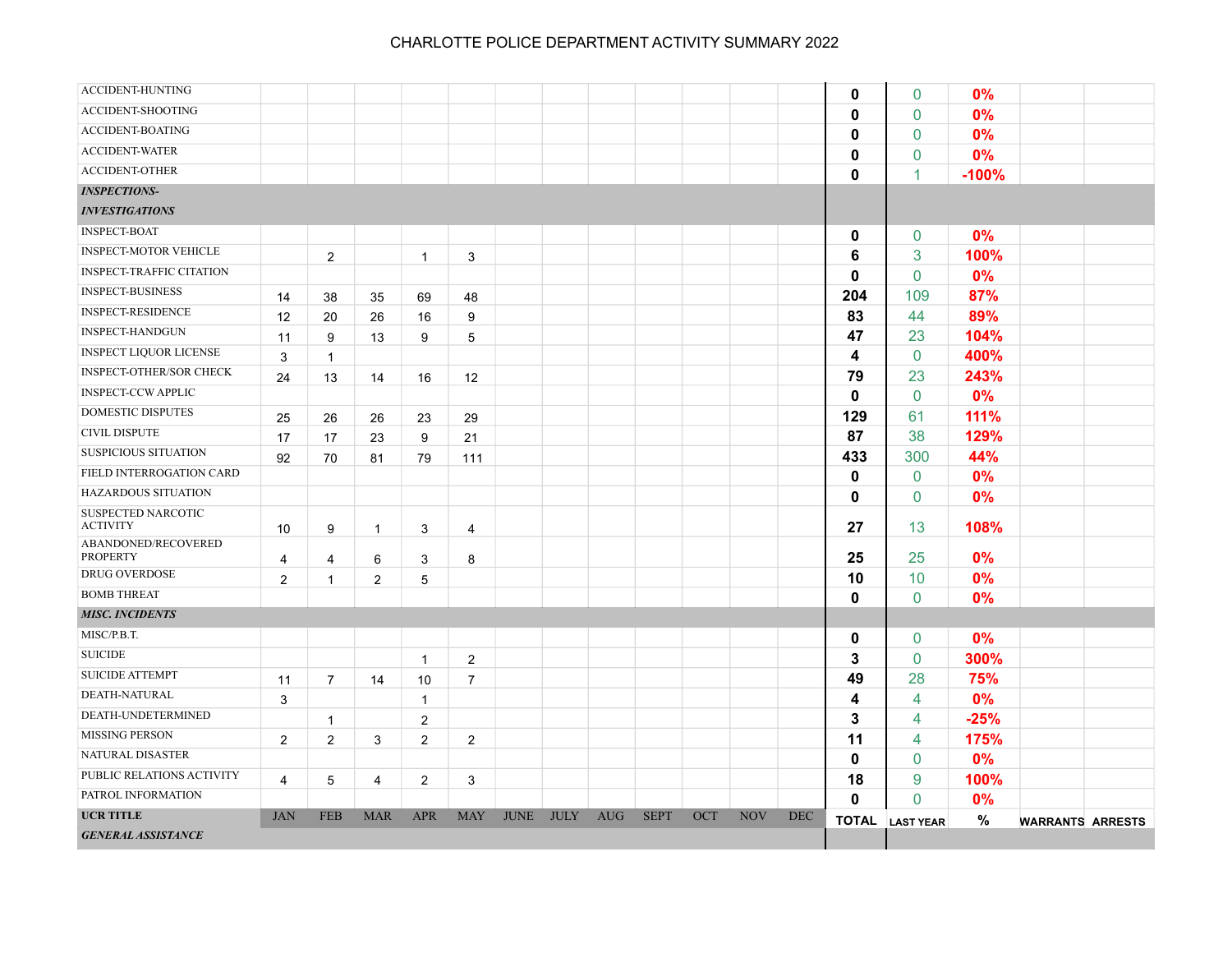# CHARLOTTE POLICE DEPARTMENT ACTIVITY SUMMARY 2022

| UCR TITLE | JAN | FEB | MAR | APR | MAY | JUNE | JULY | AUG | SEPT | OCT | NOV | DEC | TOTAL | LAST YEAR | % | WARRANTS | ARRESTS |
|---|---|---|---|---|---|---|---|---|---|---|---|---|---|---|---|---|---|
| ACCIDENT-HUNTING | | | | | | | | | | | | | **0** | 0 | **0%** | | |
| ACCIDENT-SHOOTING | | | | | | | | | | | | | **0** | 0 | **0%** | | |
| ACCIDENT-BOATING | | | | | | | | | | | | | **0** | 0 | **0%** | | |
| ACCIDENT-WATER | | | | | | | | | | | | | **0** | 0 | **0%** | | |
| ACCIDENT-OTHER | | | | | | | | | | | | | **0** | 1 | **-100%** | | |
| ***INSPECTIONS-INVESTIGATIONS*** | | | | | | | | | | | | | | | | | |
| INSPECT-BOAT | | | | | | | | | | | | | **0** | 0 | **0%** | | |
| INSPECT-MOTOR VEHICLE | | 2 | | 1 | 3 | | | | | | | | **6** | 3 | **100%** | | |
| INSPECT-TRAFFIC CITATION | | | | | | | | | | | | | **0** | 0 | **0%** | | |
| INSPECT-BUSINESS | 14 | 38 | 35 | 69 | 48 | | | | | | | | **204** | 109 | **87%** | | |
| INSPECT-RESIDENCE | 12 | 20 | 26 | 16 | 9 | | | | | | | | **83** | 44 | **89%** | | |
| INSPECT-HANDGUN | 11 | 9 | 13 | 9 | 5 | | | | | | | | **47** | 23 | **104%** | | |
| INSPECT LIQUOR LICENSE | 3 | 1 | | | | | | | | | | | **4** | 0 | **400%** | | |
| INSPECT-OTHER/SOR CHECK | 24 | 13 | 14 | 16 | 12 | | | | | | | | **79** | 23 | **243%** | | |
| INSPECT-CCW APPLIC | | | | | | | | | | | | | **0** | 0 | **0%** | | |
| DOMESTIC DISPUTES | 25 | 26 | 26 | 23 | 29 | | | | | | | | **129** | 61 | **111%** | | |
| CIVIL DISPUTE | 17 | 17 | 23 | 9 | 21 | | | | | | | | **87** | 38 | **129%** | | |
| SUSPICIOUS SITUATION | 92 | 70 | 81 | 79 | 111 | | | | | | | | **433** | 300 | **44%** | | |
| FIELD INTERROGATION CARD | | | | | | | | | | | | | **0** | 0 | **0%** | | |
| HAZARDOUS SITUATION | | | | | | | | | | | | | **0** | 0 | **0%** | | |
| SUSPECTED NARCOTIC ACTIVITY | 10 | 9 | 1 | 3 | 4 | | | | | | | | **27** | 13 | **108%** | | |
| ABANDONED/RECOVERED PROPERTY | 4 | 4 | 6 | 3 | 8 | | | | | | | | **25** | 25 | **0%** | | |
| DRUG OVERDOSE | 2 | 1 | 2 | 5 | | | | | | | | | **10** | 10 | **0%** | | |
| BOMB THREAT | | | | | | | | | | | | | **0** | 0 | **0%** | | |
| ***MISC. INCIDENTS*** | | | | | | | | | | | | | | | | | |
| MISC/P.B.T. | | | | | | | | | | | | | **0** | 0 | **0%** | | |
| SUICIDE | | | | 1 | 2 | | | | | | | | **3** | 0 | **300%** | | |
| SUICIDE ATTEMPT | 11 | 7 | 14 | 10 | 7 | | | | | | | | **49** | 28 | **75%** | | |
| DEATH-NATURAL | 3 | | | 1 | | | | | | | | | **4** | 4 | **0%** | | |
| DEATH-UNDETERMINED | | 1 | | 2 | | | | | | | | | **3** | 4 | **-25%** | | |
| MISSING PERSON | 2 | 2 | 3 | 2 | 2 | | | | | | | | **11** | 4 | **175%** | | |
| NATURAL DISASTER | | | | | | | | | | | | | **0** | 0 | **0%** | | |
| PUBLIC RELATIONS ACTIVITY | 4 | 5 | 4 | 2 | 3 | | | | | | | | **18** | 9 | **100%** | | |
| PATROL INFORMATION | | | | | | | | | | | | | **0** | 0 | **0%** | | |
| ***GENERAL ASSISTANCE*** | | | | | | | | | | | | | | | | | |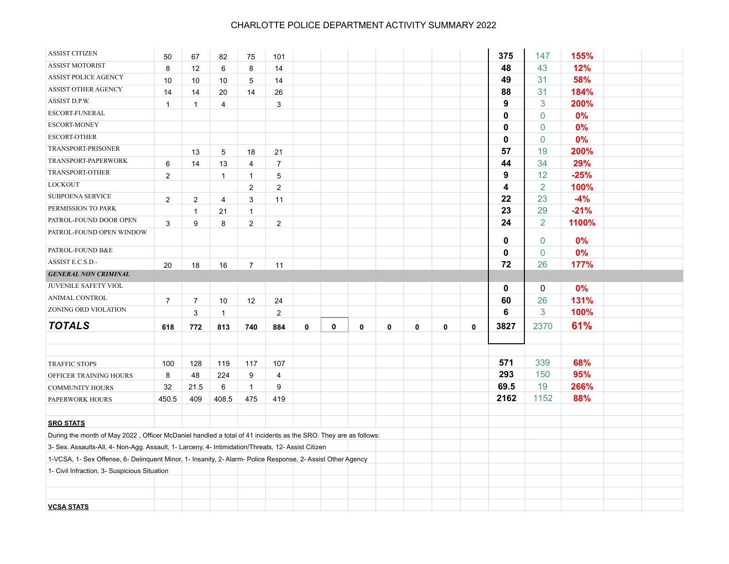# CHARLOTTE POLICE DEPARTMENT ACTIVITY SUMMARY 2022

| | | | | | | | | | | | | | | | |
|---|---|---|---|---|---|---|---|---|---|---|---|---|---|---|---|
| ASSIST CITIZEN | 50 | 67 | 82 | 75 | 101 | | | | | | | | **375** | 147 | **155%** |
| ASSIST MOTORIST | 8 | 12 | 6 | 8 | 14 | | | | | | | | **48** | 43 | **12%** |
| ASSIST POLICE AGENCY | 10 | 10 | 10 | 5 | 14 | | | | | | | | **49** | 31 | **58%** |
| ASSIST OTHER AGENCY | 14 | 14 | 20 | 14 | 26 | | | | | | | | **88** | 31 | **184%** |
| ASSIST D.P.W. | 1 | 1 | 4 | | 3 | | | | | | | | **9** | 3 | **200%** |
| ESCORT-FUNERAL | | | | | | | | | | | | | **0** | 0 | **0%** |
| ESCORT-MONEY | | | | | | | | | | | | | **0** | 0 | **0%** |
| ESCORT-OTHER | | | | | | | | | | | | | **0** | 0 | **0%** |
| TRANSPORT-PRISONER | | 13 | 5 | 18 | 21 | | | | | | | | **57** | 19 | **200%** |
| TRANSPORT-PAPERWORK | 6 | 14 | 13 | 4 | 7 | | | | | | | | **44** | 34 | **29%** |
| TRANSPORT-OTHER | 2 | | 1 | 1 | 5 | | | | | | | | **9** | 12 | **-25%** |
| LOCKOUT | | | | 2 | 2 | | | | | | | | **4** | 2 | **100%** |
| SUBPOENA SERVICE | 2 | 2 | 4 | 3 | 11 | | | | | | | | **22** | 23 | **-4%** |
| PERMISSION TO PARK | | 1 | 21 | 1 | | | | | | | | | **23** | 29 | **-21%** |
| PATROL-FOUND DOOR OPEN | 3 | 9 | 8 | 2 | 2 | | | | | | | | **24** | 2 | **1100%** |
| PATROL-FOUND OPEN WINDOW | | | | | | | | | | | | | **0** | 0 | **0%** |
| PATROL-FOUND B&E | | | | | | | | | | | | | **0** | 0 | **0%** |
| ASSIST E.C.S.D.- | 20 | 18 | 16 | 7 | 11 | | | | | | | | **72** | 26 | **177%** |
| ***GENERAL NON CRIMINAL*** | | | | | | | | | | | | | | | |
| JUVENILE SAFETY VIOL | | | | | | | | | | | | | **0** | 0 | **0%** |
| ANIMAL CONTROL | 7 | 7 | 10 | 12 | 24 | | | | | | | | **60** | 26 | **131%** |
| ZONING ORD VIOLATION | | 3 | 1 | | 2 | | | | | | | | **6** | 3 | **100%** |
| ***TOTALS*** | **618** | **772** | **813** | **740** | **884** | **0** | **0** | **0** | **0** | **0** | **0** | **0** | **3827** | 2370 | **61%** |
| | | | | | | | | | | | | | | | |
| TRAFFIC STOPS | 100 | 128 | 119 | 117 | 107 | | | | | | | | **571** | 339 | **68%** |
| OFFICER TRAINING HOURS | 8 | 48 | 224 | 9 | 4 | | | | | | | | **293** | 150 | **95%** |
| COMMUNITY HOURS | 32 | 21.5 | 6 | 1 | 9 | | | | | | | | **69.5** | 19 | **266%** |
| PAPERWORK HOURS | 450.5 | 409 | 408.5 | 475 | 419 | | | | | | | | **2162** | 1152 | **88%** |

**SRO STATS**

During the month of May 2022 , Officer McDaniel handled a total of 41 incidents as the SRO. They are as follows:

3- Sex. Assaults-All, 4- Non-Agg. Assault, 1- Larceny, 4- Intimidation/Threats, 12- Assist Citizen

1-VCSA, 1- Sex Offense, 6- Delinquent Minor, 1- Insanity, 2- Alarm- Police Response, 2- Assist Other Agency

1- Civil Infraction, 3- Suspicious Situation

**VCSA STATS**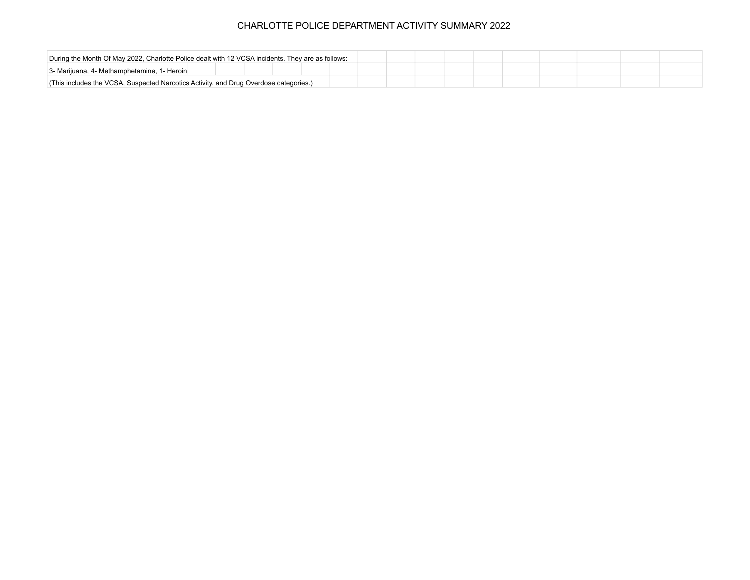CHARLOTTE POLICE DEPARTMENT ACTIVITY SUMMARY 2022

During the Month Of May 2022, Charlotte Police dealt with 12 VCSA incidents. They are as follows:

3- Marijuana, 4- Methamphetamine, 1- Heroin

(This includes the VCSA, Suspected Narcotics Activity, and Drug Overdose categories.)